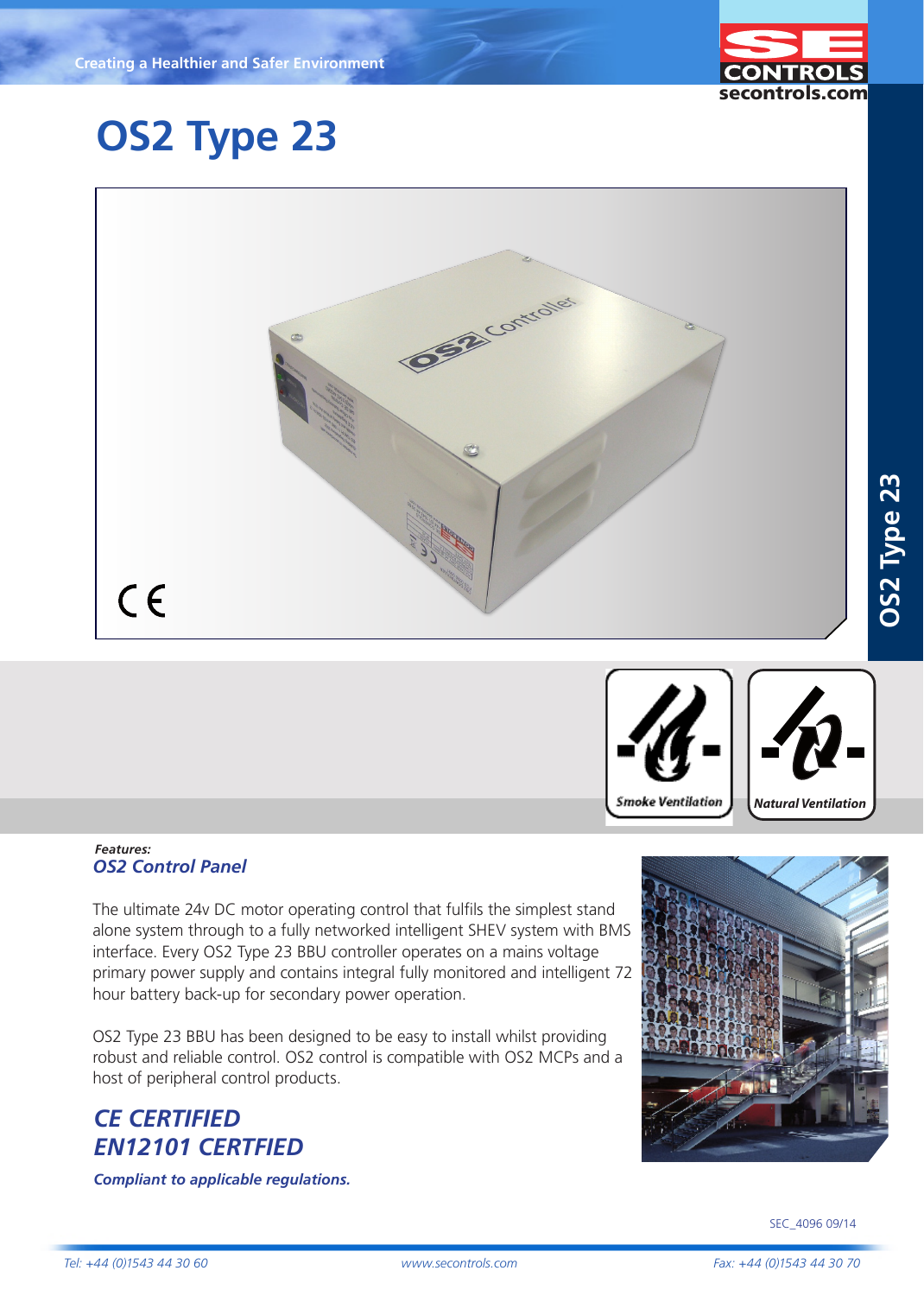Creating a Healthier and Safer Environment

# OS2 Type 23

Smoke Ventilation

Natural Ventilation

***Features:***

### *OS2 Control Panel*

The ultimate 24v DC motor operating control that fulfils the simplest stand alone system through to a fully networked intelligent SHEV system with BMS interface. Every OS2 Type 23 BBU controller operates on a mains voltage primary power supply and contains integral fully monitored and intelligent 72 hour battery back-up for secondary power operation.

OS2 Type 23 BBU has been designed to be easy to install whilst providing robust and reliable control. OS2 control is compatible with OS2 MCPs and a host of peripheral control products.

## *CE CERTIFIED*
## *EN12101 CERTFIED*

***Compliant to applicable regulations.***

SEC_4096 09/14

*Tel: +44 (0)1543 44 30 60* | *www.secontrols.com* | *Fax: +44 (0)1543 44 30 70*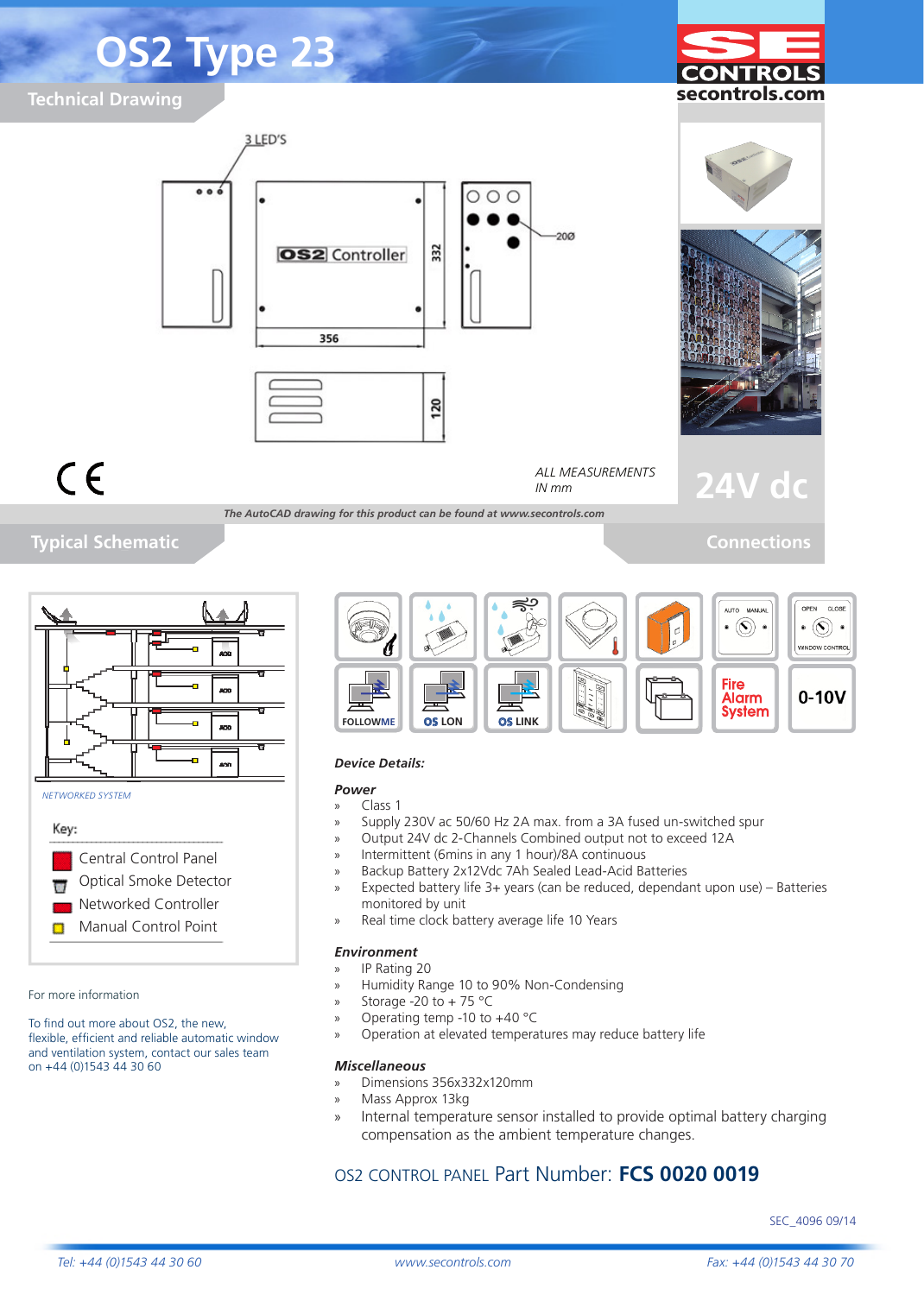# OS2 Type 23

## Technical Drawing

3 LED'S

OS2 Controller

332

356

200

120

ALL MEASUREMENTS IN mm

The AutoCAD drawing for this product can be found at www.secontrols.com

24V dc

## Typical Schematic

NETWORKED SYSTEM

Key:

- Central Control Panel
- Optical Smoke Detector
- Networked Controller
- Manual Control Point

For more information

To find out more about OS2, the new, flexible, efficient and reliable automatic window and ventilation system, contact our sales team on +44 (0)1543 44 30 60

## Connections

AUTO MANUAL

OPEN CLOSE WINDOW CONTROL

FOLLOWME

OS LON

OS LINK

Fire Alarm System

0-10V

### Device Details:

**Power**

- » Class 1
- » Supply 230V ac 50/60 Hz 2A max. from a 3A fused un-switched spur
- » Output 24V dc 2-Channels Combined output not to exceed 12A
- » Intermittent (6mins in any 1 hour)/8A continuous
- » Backup Battery 2x12Vdc 7Ah Sealed Lead-Acid Batteries
- » Expected battery life 3+ years (can be reduced, dependant upon use) – Batteries monitored by unit
- » Real time clock battery average life 10 Years

**Environment**

- » IP Rating 20
- » Humidity Range 10 to 90% Non-Condensing
- » Storage -20 to + 75 °C
- » Operating temp -10 to +40 °C
- » Operation at elevated temperatures may reduce battery life

**Miscellaneous**

- » Dimensions 356x332x120mm
- » Mass Approx 13kg
- » Internal temperature sensor installed to provide optimal battery charging compensation as the ambient temperature changes.

OS2 CONTROL PANEL Part Number: **FCS 0020 0019**

SEC_4096 09/14

Tel: +44 (0)1543 44 30 60 www.secontrols.com Fax: +44 (0)1543 44 30 70